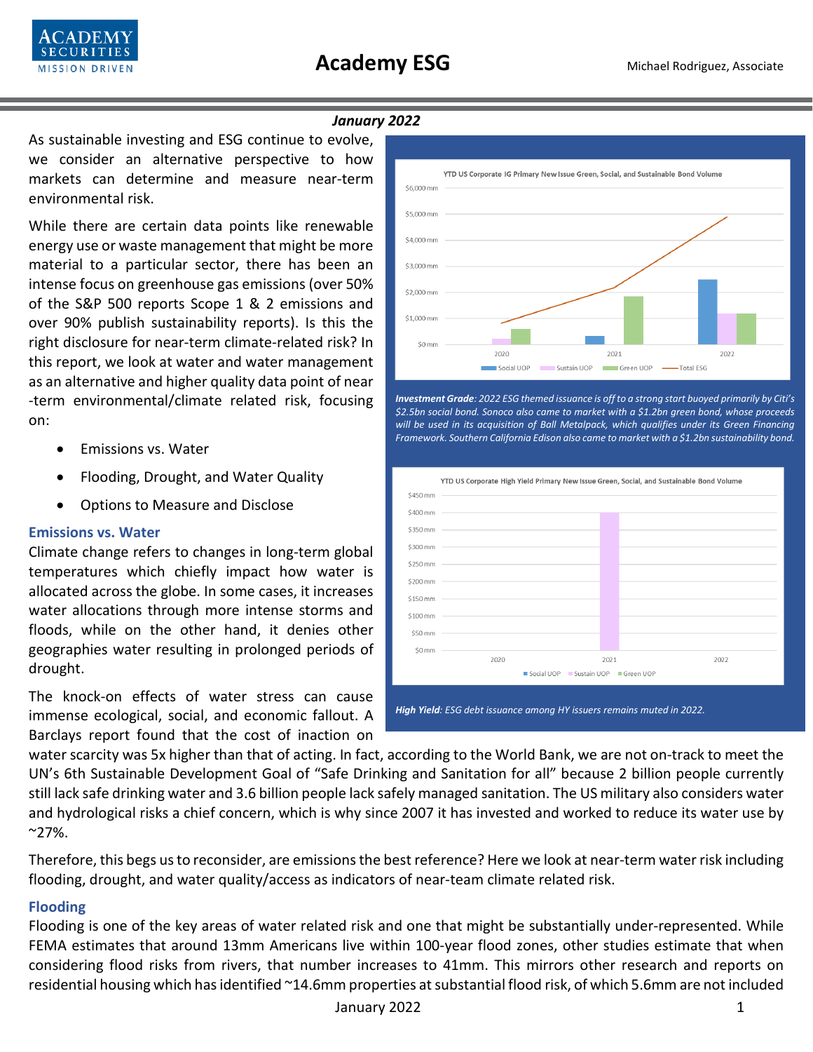# Academy ESG

Michael Rodriguez, Associate

*January 2022*

As sustainable investing and ESG continue to evolve, we consider an alternative perspective to how markets can determine and measure near-term environmental risk.

While there are certain data points like renewable energy use or waste management that might be more material to a particular sector, there has been an intense focus on greenhouse gas emissions (over 50% of the S&P 500 reports Scope 1 & 2 emissions and over 90% publish sustainability reports). Is this the right disclosure for near-term climate-related risk? In this report, we look at water and water management as an alternative and higher quality data point of near -term environmental/climate related risk, focusing on:

- Emissions vs. Water
- Flooding, Drought, and Water Quality
- Options to Measure and Disclose

***Investment Grade****: 2022 ESG themed issuance is off to a strong start buoyed primarily by Citi's $2.5bn social bond. Sonoco also came to market with a $1.2bn green bond, whose proceeds will be used in its acquisition of Ball Metalpack, which qualifies under its Green Financing Framework. Southern California Edison also came to market with a $1.2bn sustainability bond.*

***High Yield****: ESG debt issuance among HY issuers remains muted in 2022.*

## Emissions vs. Water

Climate change refers to changes in long-term global temperatures which chiefly impact how water is allocated across the globe. In some cases, it increases water allocations through more intense storms and floods, while on the other hand, it denies other geographies water resulting in prolonged periods of drought.

The knock-on effects of water stress can cause immense ecological, social, and economic fallout. A Barclays report found that the cost of inaction on water scarcity was 5x higher than that of acting. In fact, according to the World Bank, we are not on-track to meet the UN's 6th Sustainable Development Goal of "Safe Drinking and Sanitation for all" because 2 billion people currently still lack safe drinking water and 3.6 billion people lack safely managed sanitation. The US military also considers water and hydrological risks a chief concern, which is why since 2007 it has invested and worked to reduce its water use by ~27%.

Therefore, this begs us to reconsider, are emissions the best reference? Here we look at near-term water risk including flooding, drought, and water quality/access as indicators of near-team climate related risk.

## Flooding

Flooding is one of the key areas of water related risk and one that might be substantially under-represented. While FEMA estimates that around 13mm Americans live within 100-year flood zones, other studies estimate that when considering flood risks from rivers, that number increases to 41mm. This mirrors other research and reports on residential housing which has identified ~14.6mm properties at substantial flood risk, of which 5.6mm are not included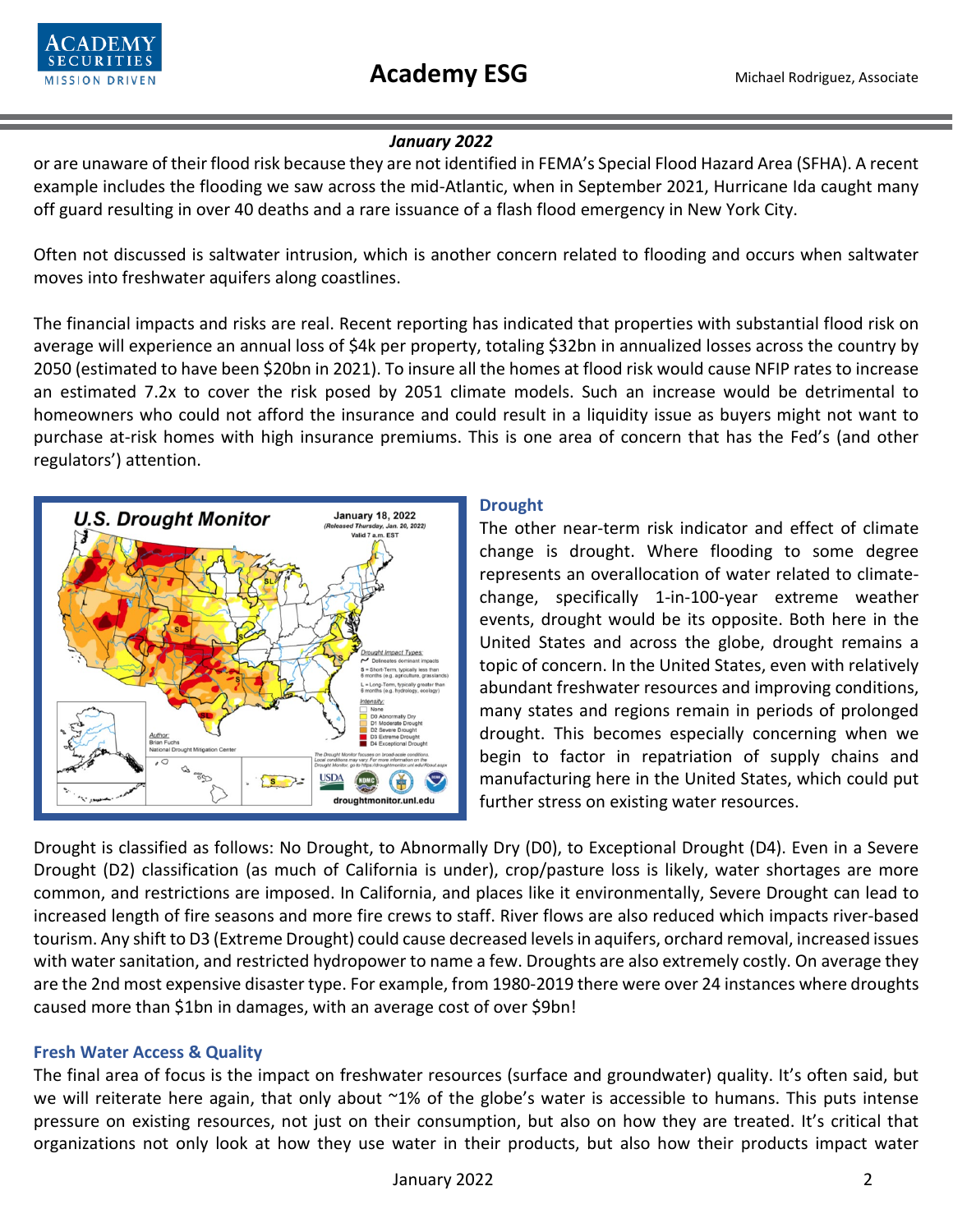or are unaware of their flood risk because they are not identified in FEMA's Special Flood Hazard Area (SFHA). A recent example includes the flooding we saw across the mid-Atlantic, when in September 2021, Hurricane Ida caught many off guard resulting in over 40 deaths and a rare issuance of a flash flood emergency in New York City.

Often not discussed is saltwater intrusion, which is another concern related to flooding and occurs when saltwater moves into freshwater aquifers along coastlines.

The financial impacts and risks are real. Recent reporting has indicated that properties with substantial flood risk on average will experience an annual loss of $4k per property, totaling $32bn in annualized losses across the country by 2050 (estimated to have been $20bn in 2021). To insure all the homes at flood risk would cause NFIP rates to increase an estimated 7.2x to cover the risk posed by 2051 climate models. Such an increase would be detrimental to homeowners who could not afford the insurance and could result in a liquidity issue as buyers might not want to purchase at-risk homes with high insurance premiums. This is one area of concern that has the Fed's (and other regulators') attention.

### Drought

The other near-term risk indicator and effect of climate change is drought. Where flooding to some degree represents an overallocation of water related to climate-change, specifically 1-in-100-year extreme weather events, drought would be its opposite. Both here in the United States and across the globe, drought remains a topic of concern. In the United States, even with relatively abundant freshwater resources and improving conditions, many states and regions remain in periods of prolonged drought. This becomes especially concerning when we begin to factor in repatriation of supply chains and manufacturing here in the United States, which could put further stress on existing water resources.

Drought is classified as follows: No Drought, to Abnormally Dry (D0), to Exceptional Drought (D4). Even in a Severe Drought (D2) classification (as much of California is under), crop/pasture loss is likely, water shortages are more common, and restrictions are imposed. In California, and places like it environmentally, Severe Drought can lead to increased length of fire seasons and more fire crews to staff. River flows are also reduced which impacts river-based tourism. Any shift to D3 (Extreme Drought) could cause decreased levels in aquifers, orchard removal, increased issues with water sanitation, and restricted hydropower to name a few. Droughts are also extremely costly. On average they are the 2nd most expensive disaster type. For example, from 1980-2019 there were over 24 instances where droughts caused more than $1bn in damages, with an average cost of over $9bn!

### Fresh Water Access & Quality

The final area of focus is the impact on freshwater resources (surface and groundwater) quality. It's often said, but we will reiterate here again, that only about ~1% of the globe's water is accessible to humans. This puts intense pressure on existing resources, not just on their consumption, but also on how they are treated. It's critical that organizations not only look at how they use water in their products, but also how their products impact water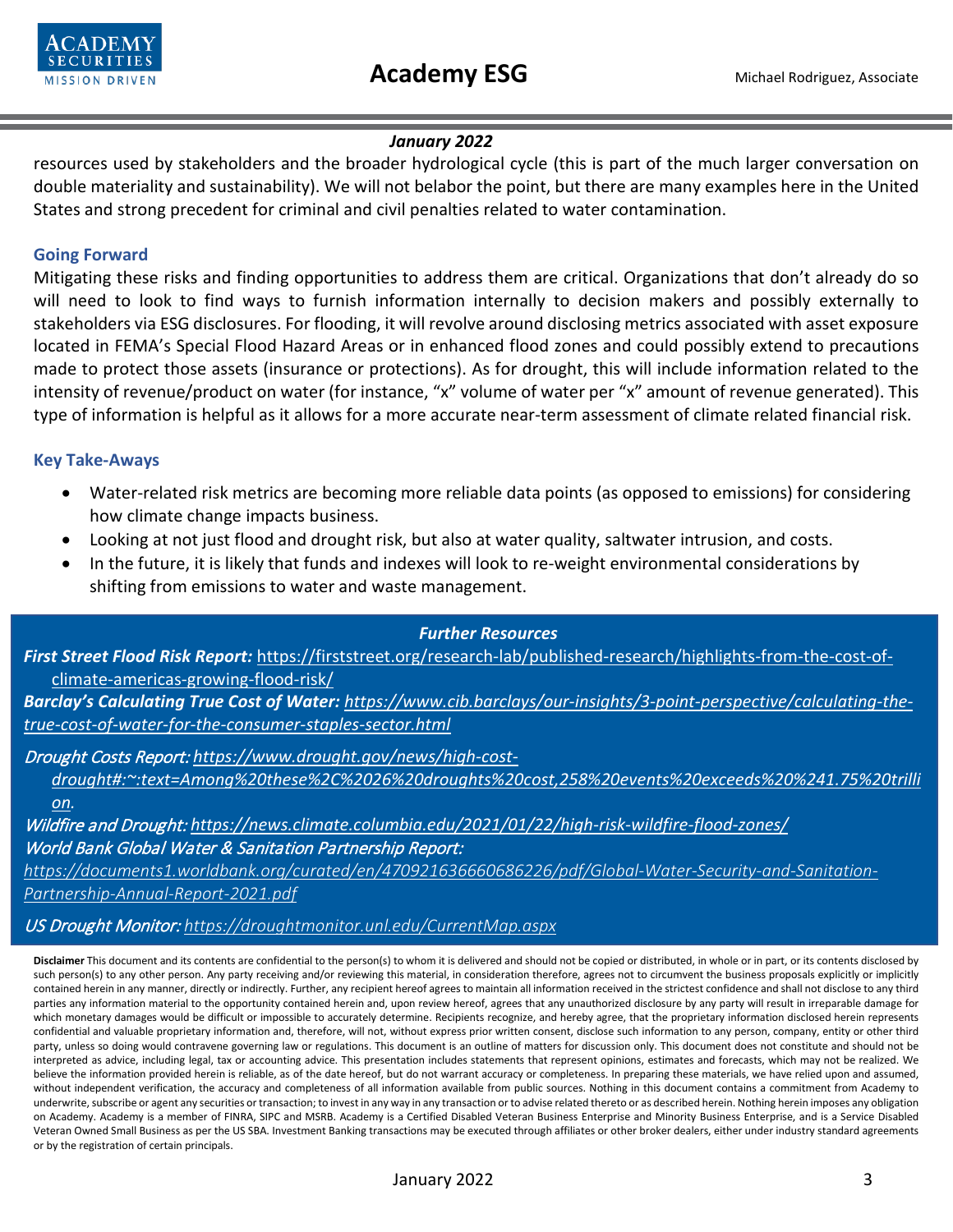resources used by stakeholders and the broader hydrological cycle (this is part of the much larger conversation on double materiality and sustainability). We will not belabor the point, but there are many examples here in the United States and strong precedent for criminal and civil penalties related to water contamination.

### Going Forward

Mitigating these risks and finding opportunities to address them are critical. Organizations that don't already do so will need to look to find ways to furnish information internally to decision makers and possibly externally to stakeholders via ESG disclosures. For flooding, it will revolve around disclosing metrics associated with asset exposure located in FEMA's Special Flood Hazard Areas or in enhanced flood zones and could possibly extend to precautions made to protect those assets (insurance or protections). As for drought, this will include information related to the intensity of revenue/product on water (for instance, "x" volume of water per "x" amount of revenue generated). This type of information is helpful as it allows for a more accurate near-term assessment of climate related financial risk.

### Key Take-Aways

- Water-related risk metrics are becoming more reliable data points (as opposed to emissions) for considering how climate change impacts business.
- Looking at not just flood and drought risk, but also at water quality, saltwater intrusion, and costs.
- In the future, it is likely that funds and indexes will look to re-weight environmental considerations by shifting from emissions to water and waste management.

### *Further Resources*

***First Street Flood Risk Report:*** https://firststreet.org/research-lab/published-research/highlights-from-the-cost-of-climate-americas-growing-flood-risk/

***Barclay's Calculating True Cost of Water:*** *https://www.cib.barclays/our-insights/3-point-perspective/calculating-the-true-cost-of-water-for-the-consumer-staples-sector.html*

*Drought Costs Report:* *https://www.drought.gov/news/high-cost-drought#:~:text=Among%20these%2C%2026%20droughts%20cost,258%20events%20exceeds%20%241.75%20trillion.*

*Wildfire and Drought:* *https://news.climate.columbia.edu/2021/01/22/high-risk-wildfire-flood-zones/*

*World Bank Global Water & Sanitation Partnership Report:* *https://documents1.worldbank.org/curated/en/470921636660686226/pdf/Global-Water-Security-and-Sanitation-Partnership-Annual-Report-2021.pdf*

*US Drought Monitor:* *https://droughtmonitor.unl.edu/CurrentMap.aspx*

**Disclaimer** This document and its contents are confidential to the person(s) to whom it is delivered and should not be copied or distributed, in whole or in part, or its contents disclosed by such person(s) to any other person. Any party receiving and/or reviewing this material, in consideration therefore, agrees not to circumvent the business proposals explicitly or implicitly contained herein in any manner, directly or indirectly. Further, any recipient hereof agrees to maintain all information received in the strictest confidence and shall not disclose to any third parties any information material to the opportunity contained herein and, upon review hereof, agrees that any unauthorized disclosure by any party will result in irreparable damage for which monetary damages would be difficult or impossible to accurately determine. Recipients recognize, and hereby agree, that the proprietary information disclosed herein represents confidential and valuable proprietary information and, therefore, will not, without express prior written consent, disclose such information to any person, company, entity or other third party, unless so doing would contravene governing law or regulations. This document is an outline of matters for discussion only. This document does not constitute and should not be interpreted as advice, including legal, tax or accounting advice. This presentation includes statements that represent opinions, estimates and forecasts, which may not be realized. We believe the information provided herein is reliable, as of the date hereof, but do not warrant accuracy or completeness. In preparing these materials, we have relied upon and assumed, without independent verification, the accuracy and completeness of all information available from public sources. Nothing in this document contains a commitment from Academy to underwrite, subscribe or agent any securities or transaction; to invest in any way in any transaction or to advise related thereto or as described herein. Nothing herein imposes any obligation on Academy. Academy is a member of FINRA, SIPC and MSRB. Academy is a Certified Disabled Veteran Business Enterprise and Minority Business Enterprise, and is a Service Disabled Veteran Owned Small Business as per the US SBA. Investment Banking transactions may be executed through affiliates or other broker dealers, either under industry standard agreements or by the registration of certain principals.